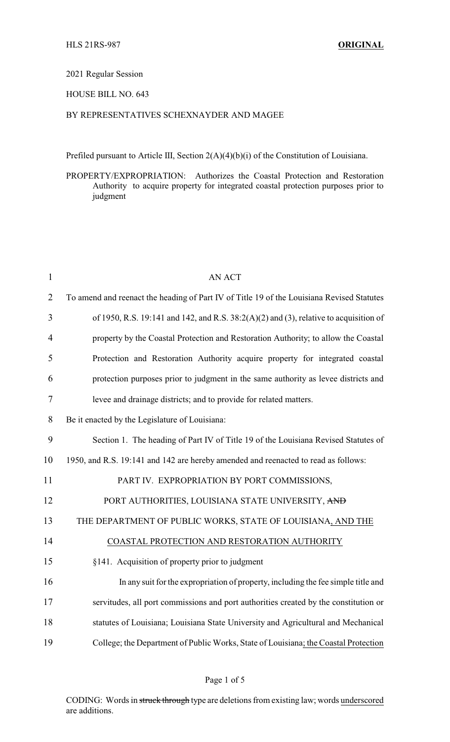HLS 21RS-987 **ORIGINAL**

2021 Regular Session

HOUSE BILL NO. 643

BY REPRESENTATIVES SCHEXNAYDER AND MAGEE

Prefiled pursuant to Article III, Section 2(A)(4)(b)(i) of the Constitution of Louisiana.

PROPERTY/EXPROPRIATION: Authorizes the Coastal Protection and Restoration Authority to acquire property for integrated coastal protection purposes prior to judgment

AN ACT

To amend and reenact the heading of Part IV of Title 19 of the Louisiana Revised Statutes of 1950, R.S. 19:141 and 142, and R.S. 38:2(A)(2) and (3), relative to acquisition of property by the Coastal Protection and Restoration Authority; to allow the Coastal Protection and Restoration Authority acquire property for integrated coastal protection purposes prior to judgment in the same authority as levee districts and levee and drainage districts; and to provide for related matters.

Be it enacted by the Legislature of Louisiana:

Section 1. The heading of Part IV of Title 19 of the Louisiana Revised Statutes of 1950, and R.S. 19:141 and 142 are hereby amended and reenacted to read as follows:

PART IV. EXPROPRIATION BY PORT COMMISSIONS, PORT AUTHORITIES, LOUISIANA STATE UNIVERSITY, ~~AND~~ THE DEPARTMENT OF PUBLIC WORKS, STATE OF LOUISIANA, AND THE COASTAL PROTECTION AND RESTORATION AUTHORITY

§141. Acquisition of property prior to judgment

In any suit for the expropriation of property, including the fee simple title and servitudes, all port commissions and port authorities created by the constitution or statutes of Louisiana; Louisiana State University and Agricultural and Mechanical College; the Department of Public Works, State of Louisiana; the Coastal Protection

CODING: Words in ~~struck through~~ type are deletions from existing law; words underscored are additions.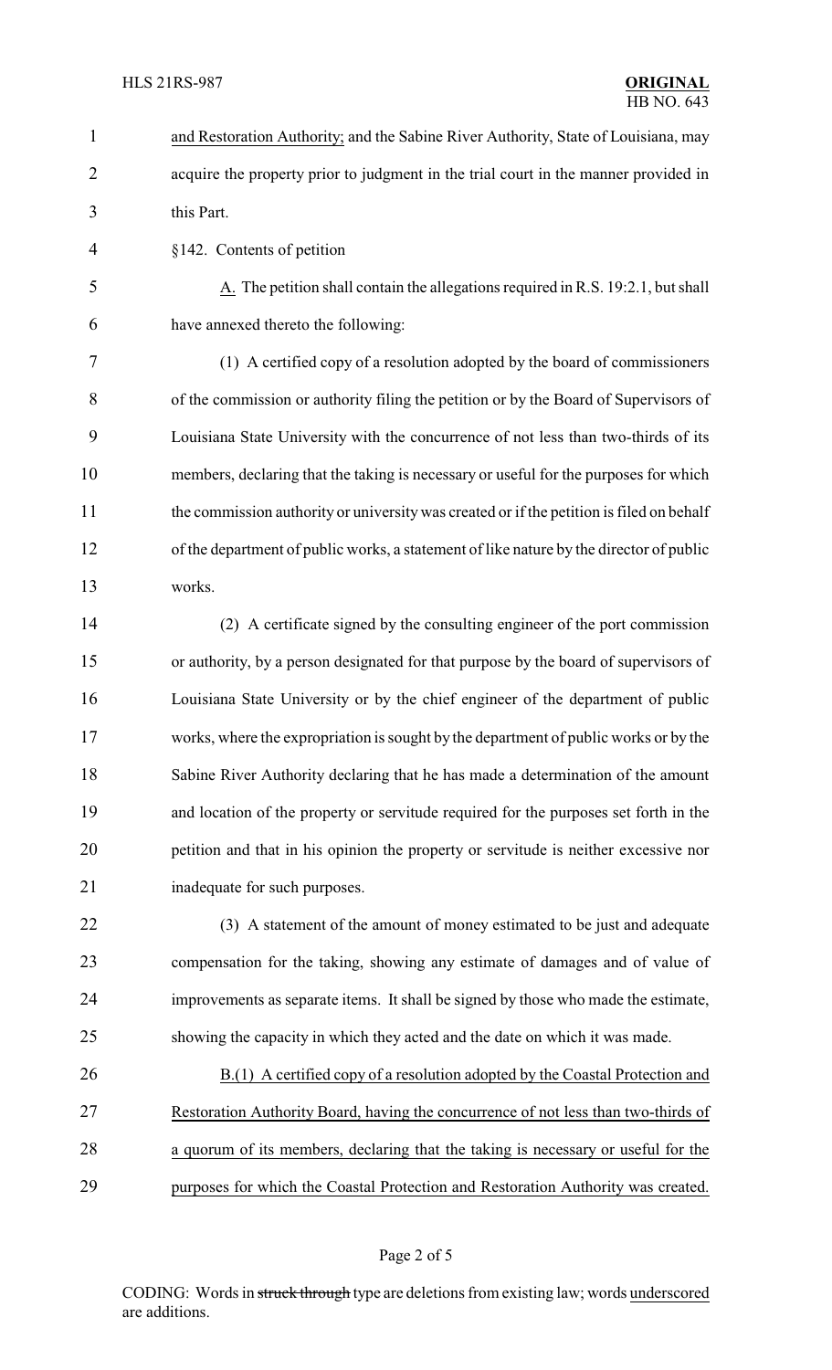and Restoration Authority; and the Sabine River Authority, State of Louisiana, may acquire the property prior to judgment in the trial court in the manner provided in this Part.

§142. Contents of petition

A. The petition shall contain the allegations required in R.S. 19:2.1, but shall have annexed thereto the following:

(1) A certified copy of a resolution adopted by the board of commissioners of the commission or authority filing the petition or by the Board of Supervisors of Louisiana State University with the concurrence of not less than two-thirds of its members, declaring that the taking is necessary or useful for the purposes for which the commission authority or university was created or if the petition is filed on behalf of the department of public works, a statement of like nature by the director of public works.

(2) A certificate signed by the consulting engineer of the port commission or authority, by a person designated for that purpose by the board of supervisors of Louisiana State University or by the chief engineer of the department of public works, where the expropriation is sought by the department of public works or by the Sabine River Authority declaring that he has made a determination of the amount and location of the property or servitude required for the purposes set forth in the petition and that in his opinion the property or servitude is neither excessive nor inadequate for such purposes.

(3) A statement of the amount of money estimated to be just and adequate compensation for the taking, showing any estimate of damages and of value of improvements as separate items. It shall be signed by those who made the estimate, showing the capacity in which they acted and the date on which it was made.

B.(1) A certified copy of a resolution adopted by the Coastal Protection and Restoration Authority Board, having the concurrence of not less than two-thirds of a quorum of its members, declaring that the taking is necessary or useful for the purposes for which the Coastal Protection and Restoration Authority was created.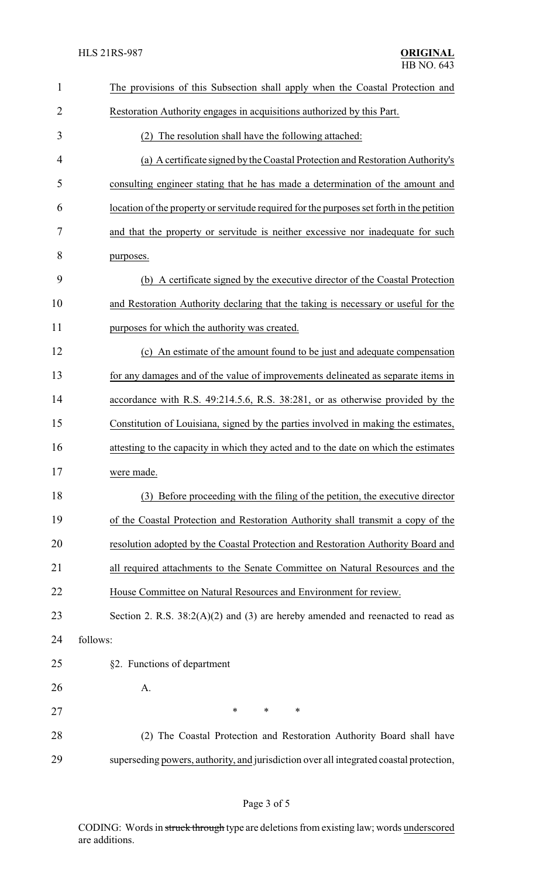The provisions of this Subsection shall apply when the Coastal Protection and Restoration Authority engages in acquisitions authorized by this Part.

(2) The resolution shall have the following attached:

(a) A certificate signed by the Coastal Protection and Restoration Authority's consulting engineer stating that he has made a determination of the amount and location of the property or servitude required for the purposes set forth in the petition and that the property or servitude is neither excessive nor inadequate for such purposes.

(b) A certificate signed by the executive director of the Coastal Protection and Restoration Authority declaring that the taking is necessary or useful for the purposes for which the authority was created.

(c) An estimate of the amount found to be just and adequate compensation for any damages and of the value of improvements delineated as separate items in accordance with R.S. 49:214.5.6, R.S. 38:281, or as otherwise provided by the Constitution of Louisiana, signed by the parties involved in making the estimates, attesting to the capacity in which they acted and to the date on which the estimates were made.

(3) Before proceeding with the filing of the petition, the executive director of the Coastal Protection and Restoration Authority shall transmit a copy of the resolution adopted by the Coastal Protection and Restoration Authority Board and all required attachments to the Senate Committee on Natural Resources and the House Committee on Natural Resources and Environment for review.

Section 2. R.S. 38:2(A)(2) and (3) are hereby amended and reenacted to read as follows:

§2. Functions of department

A.

\* \* \*

(2) The Coastal Protection and Restoration Authority Board shall have superseding powers, authority, and jurisdiction over all integrated coastal protection,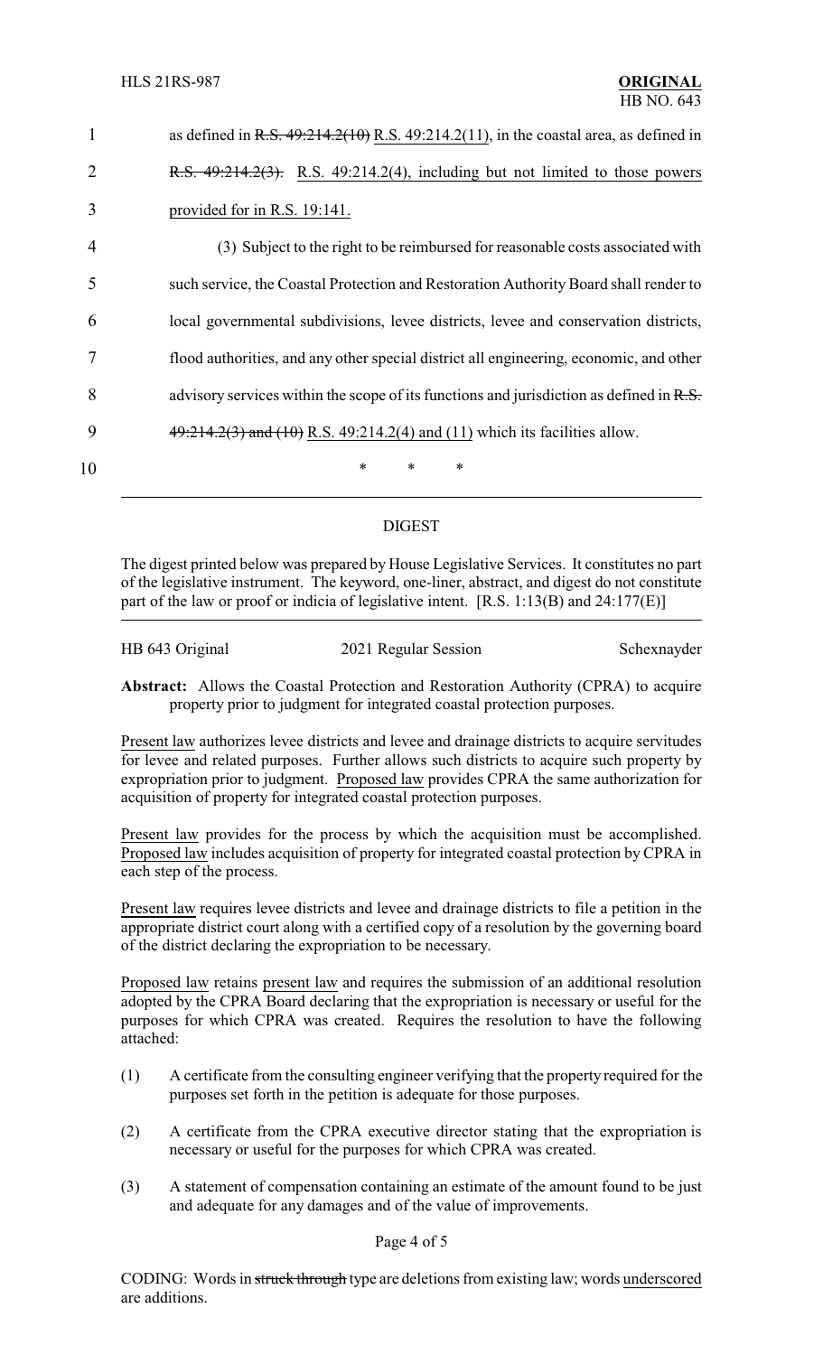1 as defined in ~~R.S. 49:214.2(10)~~ R.S. 49:214.2(11), in the coastal area, as defined in

2 ~~R.S. 49:214.2(3).~~ R.S. 49:214.2(4), including but not limited to those powers

3 provided for in R.S. 19:141.

4 (3) Subject to the right to be reimbursed for reasonable costs associated with

5 such service, the Coastal Protection and Restoration Authority Board shall render to

6 local governmental subdivisions, levee districts, levee and conservation districts,

7 flood authorities, and any other special district all engineering, economic, and other

8 advisory services within the scope of its functions and jurisdiction as defined in ~~R.S.~~

9 ~~49:214.2(3) and (10)~~ R.S. 49:214.2(4) and (11) which its facilities allow.

10 \* \* \*

---

## DIGEST

The digest printed below was prepared by House Legislative Services. It constitutes no part of the legislative instrument. The keyword, one-liner, abstract, and digest do not constitute part of the law or proof or indicia of legislative intent. [R.S. 1:13(B) and 24:177(E)]

---

HB 643 Original    2021 Regular Session    Schexnayder

**Abstract:** Allows the Coastal Protection and Restoration Authority (CPRA) to acquire property prior to judgment for integrated coastal protection purposes.

Present law authorizes levee districts and levee and drainage districts to acquire servitudes for levee and related purposes. Further allows such districts to acquire such property by expropriation prior to judgment. Proposed law provides CPRA the same authorization for acquisition of property for integrated coastal protection purposes.

Present law provides for the process by which the acquisition must be accomplished. Proposed law includes acquisition of property for integrated coastal protection by CPRA in each step of the process.

Present law requires levee districts and levee and drainage districts to file a petition in the appropriate district court along with a certified copy of a resolution by the governing board of the district declaring the expropriation to be necessary.

Proposed law retains present law and requires the submission of an additional resolution adopted by the CPRA Board declaring that the expropriation is necessary or useful for the purposes for which CPRA was created. Requires the resolution to have the following attached:

(1) A certificate from the consulting engineer verifying that the property required for the purposes set forth in the petition is adequate for those purposes.

(2) A certificate from the CPRA executive director stating that the expropriation is necessary or useful for the purposes for which CPRA was created.

(3) A statement of compensation containing an estimate of the amount found to be just and adequate for any damages and of the value of improvements.

CODING: Words in ~~struck through~~ type are deletions from existing law; words underscored are additions.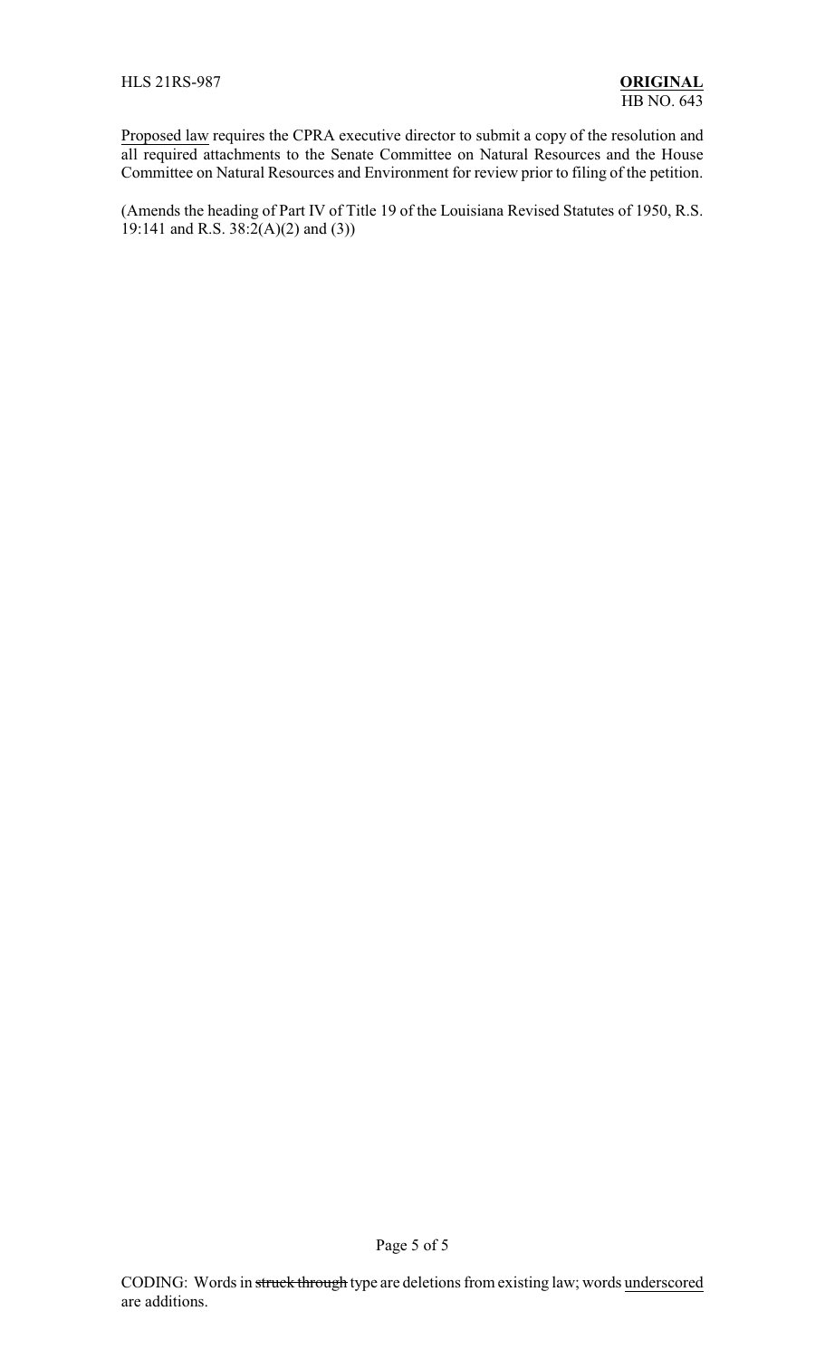Proposed law requires the CPRA executive director to submit a copy of the resolution and all required attachments to the Senate Committee on Natural Resources and the House Committee on Natural Resources and Environment for review prior to filing of the petition.

(Amends the heading of Part IV of Title 19 of the Louisiana Revised Statutes of 1950, R.S. 19:141 and R.S. 38:2(A)(2) and (3))

CODING: Words in ~~struck through~~ type are deletions from existing law; words underscored are additions.